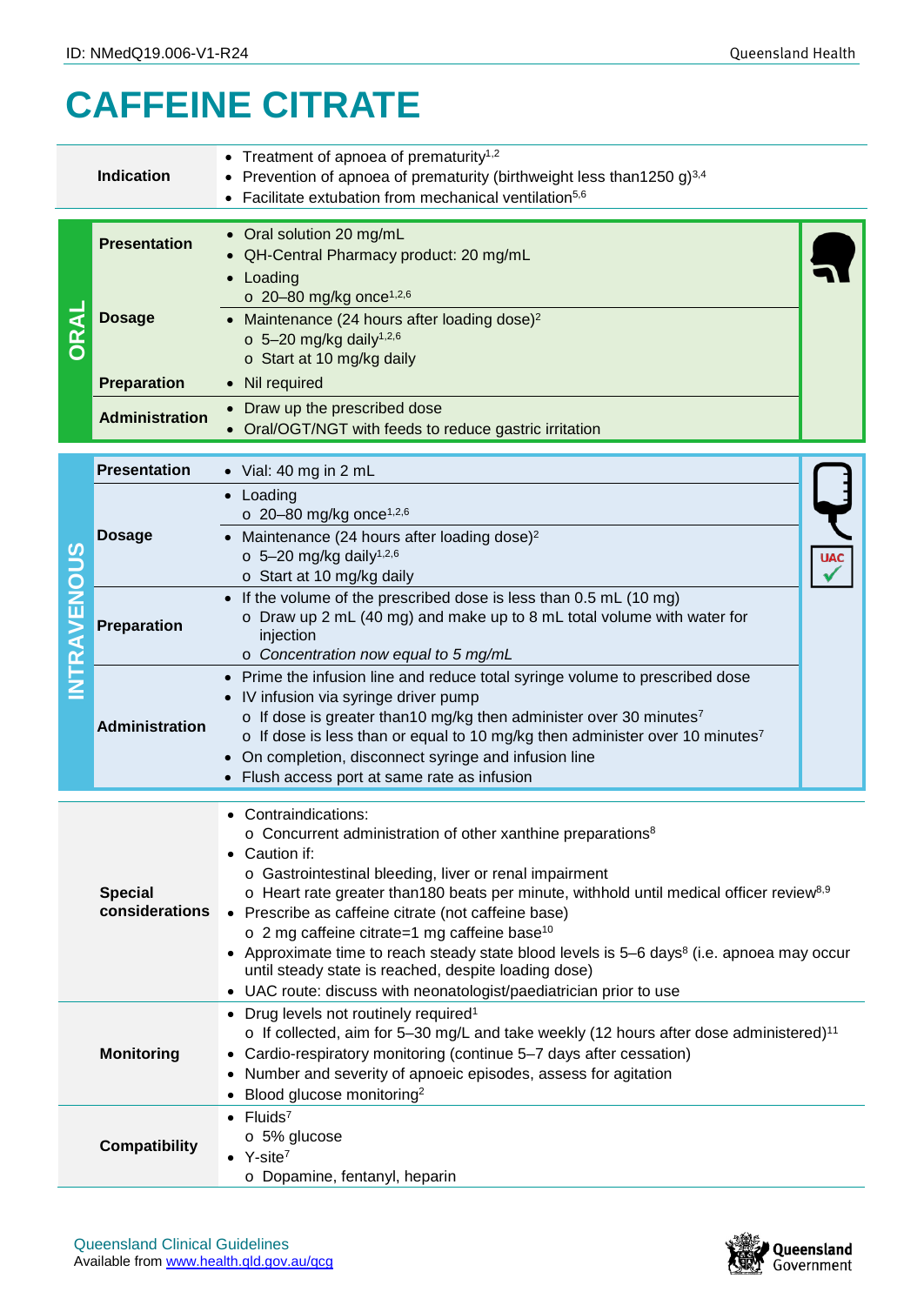# CAFFEINE CITRATE

| | | |
|---|---|---|
| | **Indication** | • Treatment of apnoea of prematurity[1,2]<br>• Prevention of apnoea of prematurity (birthweight less than1250 g)[3,4]<br>• Facilitate extubation from mechanical ventilation[5,6] |
| **ORAL** | **Presentation** | • Oral solution 20 mg/mL<br>• QH-Central Pharmacy product: 20 mg/mL |
| | **Dosage** | • Loading<br>  o 20–80 mg/kg once[1,2,6]<br>• Maintenance (24 hours after loading dose)[2]<br>  o 5–20 mg/kg daily[1,2,6]<br>  o Start at 10 mg/kg daily |
| | **Preparation** | • Nil required |
| | **Administration** | • Draw up the prescribed dose<br>• Oral/OGT/NGT with feeds to reduce gastric irritation |
| **INTRAVENOUS** | **Presentation** | • Vial: 40 mg in 2 mL |
| | **Dosage** | • Loading<br>  o 20–80 mg/kg once[1,2,6]<br>• Maintenance (24 hours after loading dose)[2]<br>  o 5–20 mg/kg daily[1,2,6]<br>  o Start at 10 mg/kg daily |
| | **Preparation** | • If the volume of the prescribed dose is less than 0.5 mL (10 mg)<br>  o Draw up 2 mL (40 mg) and make up to 8 mL total volume with water for injection<br>  o *Concentration now equal to 5 mg/mL* |
| | **Administration** | • Prime the infusion line and reduce total syringe volume to prescribed dose<br>• IV infusion via syringe driver pump<br>  o If dose is greater than10 mg/kg then administer over 30 minutes[7]<br>  o If dose is less than or equal to 10 mg/kg then administer over 10 minutes[7]<br>• On completion, disconnect syringe and infusion line<br>• Flush access port at same rate as infusion |
| | **Special considerations** | • Contraindications:<br>  o Concurrent administration of other xanthine preparations[8]<br>• Caution if:<br>  o Gastrointestinal bleeding, liver or renal impairment<br>  o Heart rate greater than180 beats per minute, withhold until medical officer review[8,9]<br>• Prescribe as caffeine citrate (not caffeine base)<br>  o 2 mg caffeine citrate=1 mg caffeine base[10]<br>• Approximate time to reach steady state blood levels is 5–6 days[8] (i.e. apnoea may occur until steady state is reached, despite loading dose)<br>• UAC route: discuss with neonatologist/paediatrician prior to use |
| | **Monitoring** | • Drug levels not routinely required[1]<br>  o If collected, aim for 5–30 mg/L and take weekly (12 hours after dose administered)[11]<br>• Cardio-respiratory monitoring (continue 5–7 days after cessation)<br>• Number and severity of apnoeic episodes, assess for agitation<br>• Blood glucose monitoring[2] |
| | **Compatibility** | • Fluids[7]<br>  o 5% glucose<br>• Y-site[7]<br>  o Dopamine, fentanyl, heparin |

UAC ✓

Queensland Clinical Guidelines
Available from www.health.qld.gov.au/qcg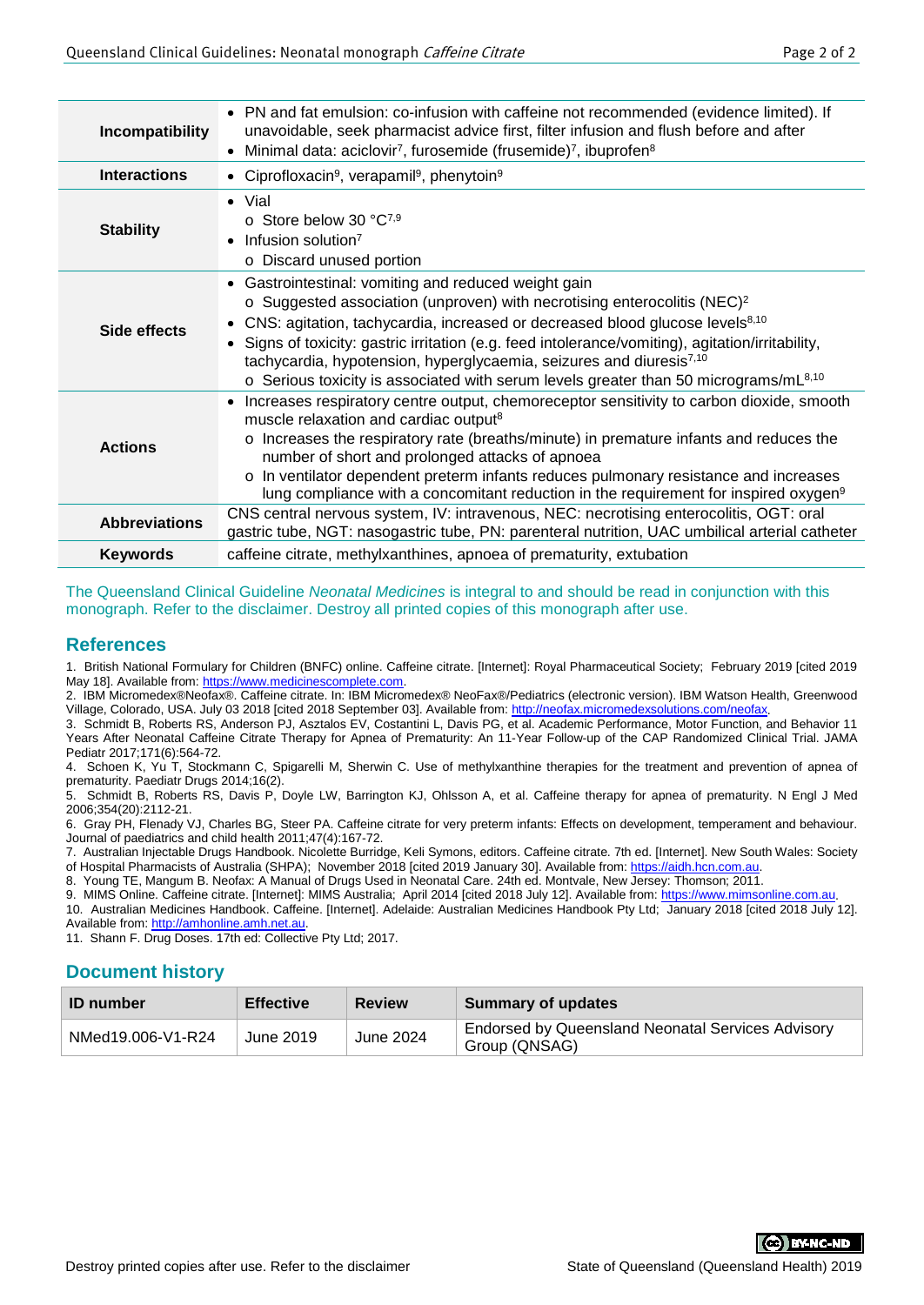| | |
|---|---|
| **Incompatibility** | • PN and fat emulsion: co-infusion with caffeine not recommended (evidence limited). If unavoidable, seek pharmacist advice first, filter infusion and flush before and after<br>• Minimal data: aciclovir[7], furosemide (frusemide)[7], ibuprofen[8] |
| **Interactions** | • Ciprofloxacin[9], verapamil[9], phenytoin[9] |
| **Stability** | • Vial<br>  o Store below 30 °C[7,9]<br>• Infusion solution[7]<br>  o Discard unused portion |
| **Side effects** | • Gastrointestinal: vomiting and reduced weight gain<br>  o Suggested association (unproven) with necrotising enterocolitis (NEC)[2]<br>• CNS: agitation, tachycardia, increased or decreased blood glucose levels[8,10]<br>• Signs of toxicity: gastric irritation (e.g. feed intolerance/vomiting), agitation/irritability, tachycardia, hypotension, hyperglycaemia, seizures and diuresis[7,10]<br>  o Serious toxicity is associated with serum levels greater than 50 micrograms/mL[8,10] |
| **Actions** | • Increases respiratory centre output, chemoreceptor sensitivity to carbon dioxide, smooth muscle relaxation and cardiac output[8]<br>  o Increases the respiratory rate (breaths/minute) in premature infants and reduces the number of short and prolonged attacks of apnoea<br>  o In ventilator dependent preterm infants reduces pulmonary resistance and increases lung compliance with a concomitant reduction in the requirement for inspired oxygen[9] |
| **Abbreviations** | CNS central nervous system, IV: intravenous, NEC: necrotising enterocolitis, OGT: oral gastric tube, NGT: nasogastric tube, PN: parenteral nutrition, UAC umbilical arterial catheter |
| **Keywords** | caffeine citrate, methylxanthines, apnoea of prematurity, extubation |

The Queensland Clinical Guideline *Neonatal Medicines* is integral to and should be read in conjunction with this monograph. Refer to the disclaimer. Destroy all printed copies of this monograph after use.

## References

1. British National Formulary for Children (BNFC) online. Caffeine citrate. [Internet]: Royal Pharmaceutical Society; February 2019 [cited 2019 May 18]. Available from: https://www.medicinescomplete.com.
2. IBM Micromedex®Neofax®. Caffeine citrate. In: IBM Micromedex® NeoFax®/Pediatrics (electronic version). IBM Watson Health, Greenwood Village, Colorado, USA. July 03 2018 [cited 2018 September 03]. Available from: http://neofax.micromedexsolutions.com/neofax.
3. Schmidt B, Roberts RS, Anderson PJ, Asztalos EV, Costantini L, Davis PG, et al. Academic Performance, Motor Function, and Behavior 11 Years After Neonatal Caffeine Citrate Therapy for Apnea of Prematurity: An 11-Year Follow-up of the CAP Randomized Clinical Trial. JAMA Pediatr 2017;171(6):564-72.
4. Schoen K, Yu T, Stockmann C, Spigarelli M, Sherwin C. Use of methylxanthine therapies for the treatment and prevention of apnea of prematurity. Paediatr Drugs 2014;16(2).
5. Schmidt B, Roberts RS, Davis P, Doyle LW, Barrington KJ, Ohlsson A, et al. Caffeine therapy for apnea of prematurity. N Engl J Med 2006;354(20):2112-21.
6. Gray PH, Flenady VJ, Charles BG, Steer PA. Caffeine citrate for very preterm infants: Effects on development, temperament and behaviour. Journal of paediatrics and child health 2011;47(4):167-72.
7. Australian Injectable Drugs Handbook. Nicolette Burridge, Keli Symons, editors. Caffeine citrate. 7th ed. [Internet]. New South Wales: Society of Hospital Pharmacists of Australia (SHPA); November 2018 [cited 2019 January 30]. Available from: https://aidh.hcn.com.au.
8. Young TE, Mangum B. Neofax: A Manual of Drugs Used in Neonatal Care. 24th ed. Montvale, New Jersey: Thomson; 2011.
9. MIMS Online. Caffeine citrate. [Internet]: MIMS Australia; April 2014 [cited 2018 July 12]. Available from: https://www.mimsonline.com.au.
10. Australian Medicines Handbook. Caffeine. [Internet]. Adelaide: Australian Medicines Handbook Pty Ltd; January 2018 [cited 2018 July 12]. Available from: http://amhonline.amh.net.au.
11. Shann F. Drug Doses. 17th ed: Collective Pty Ltd; 2017.

## Document history

| ID number | Effective | Review | Summary of updates |
|---|---|---|---|
| NMed19.006-V1-R24 | June 2019 | June 2024 | Endorsed by Queensland Neonatal Services Advisory Group (QNSAG) |